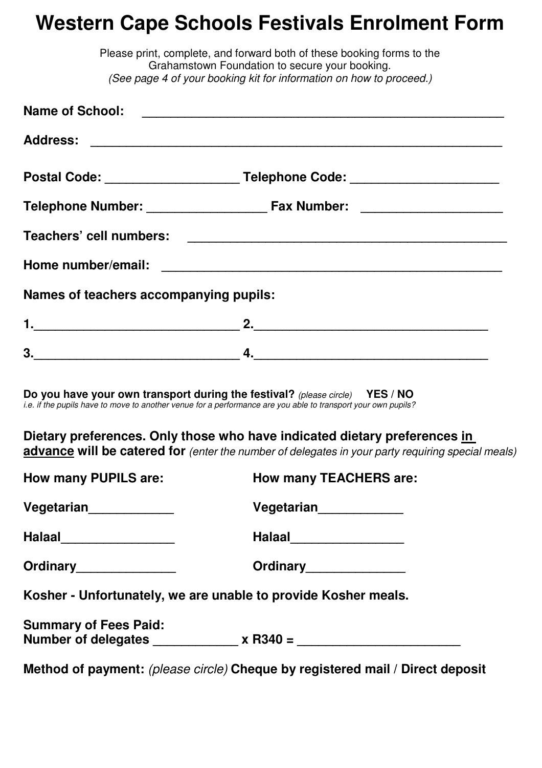# Western Cape Schools Festivals Enrolment Form

Please print, complete, and forward both of these booking forms to the Grahamstown Foundation to secure your booking.
*(See page 4 of your booking kit for information on how to proceed.)*

**Name of School:** ____________________________________________________

**Address:** ____________________________________________________________

**Postal Code:** ___________________ **Telephone Code:** _____________________

**Telephone Number:** _________________ **Fax Number:** ___________________

**Teachers' cell numbers:** ______________________________________________

**Home number/email:** _________________________________________________

**Names of teachers accompanying pupils:**

**1.**_____________________________ **2.**_________________________________

**3.**_____________________________ **4.**_________________________________

**Do you have your own transport during the festival?** *(please circle)* **YES / NO**
*i.e. if the pupils have to move to another venue for a performance are you able to transport your own pupils?*

**Dietary preferences. Only those who have indicated dietary preferences <u>in advance</u> will be catered for** *(enter the number of delegates in your party requiring special meals)*

| How many PUPILS are: | How many TEACHERS are: |
|---|---|
| Vegetarian____________ | Vegetarian____________ |
| Halaal________________ | Halaal________________ |
| Ordinary______________ | Ordinary______________ |

**Kosher - Unfortunately, we are unable to provide Kosher meals.**

**Summary of Fees Paid:**
**Number of delegates ____________ x R340 = _______________________**

**Method of payment:** *(please circle)* **Cheque by registered mail / Direct deposit**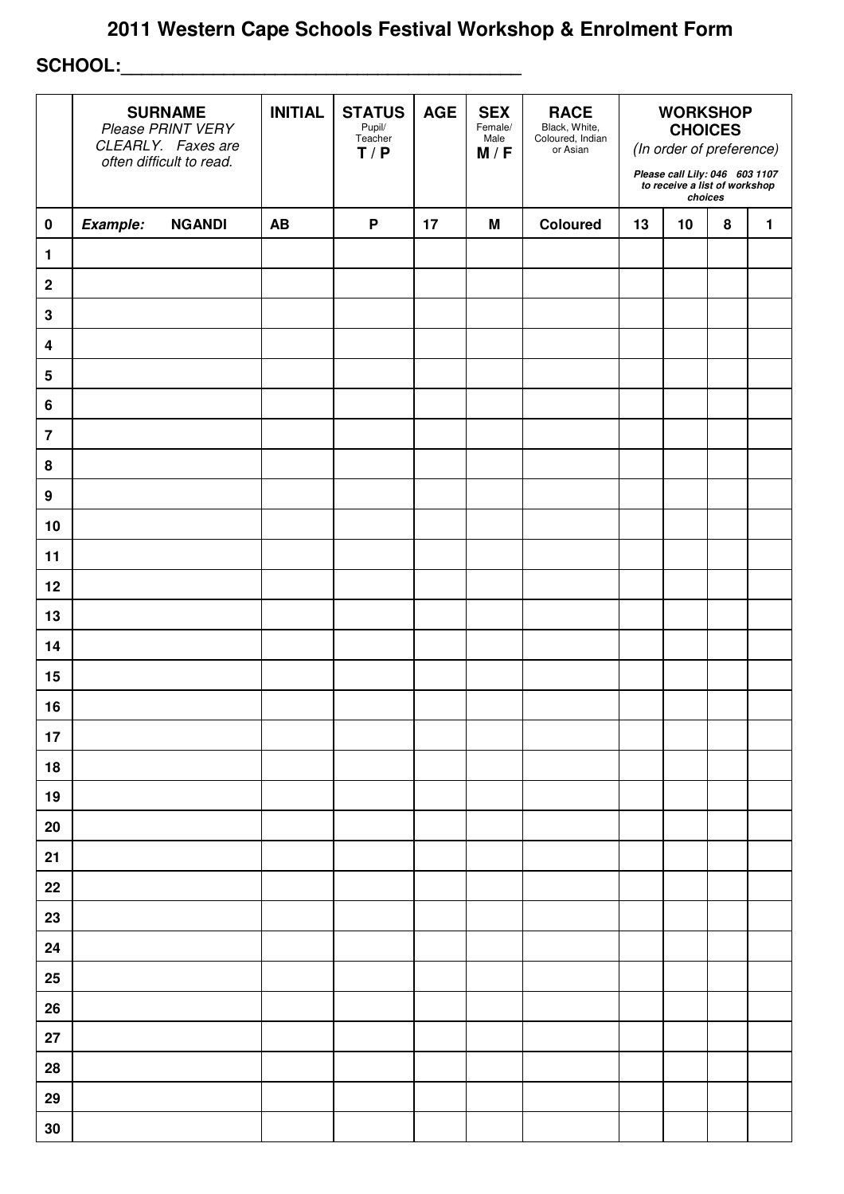# 2011 Western Cape Schools Festival Workshop & Enrolment Form

**SCHOOL:**________________________________________

| | **SURNAME** *Please PRINT VERY CLEARLY. Faxes are often difficult to read.* | **INITIAL** | **STATUS** Pupil/ Teacher **T / P** | **AGE** | **SEX** Female/ Male **M / F** | **RACE** Black, White, Coloured, Indian or Asian | **WORKSHOP CHOICES** *(In order of preference)* ***Please call Lily: 046 603 1107 to receive a list of workshop choices*** | | | |
|---|---|---|---|---|---|---|---|---|---|---|
| **0** | ***Example:*** **NGANDI** | **AB** | **P** | **17** | **M** | **Coloured** | **13** | **10** | **8** | **1** |
| **1** | | | | | | | | | | |
| **2** | | | | | | | | | | |
| **3** | | | | | | | | | | |
| **4** | | | | | | | | | | |
| **5** | | | | | | | | | | |
| **6** | | | | | | | | | | |
| **7** | | | | | | | | | | |
| **8** | | | | | | | | | | |
| **9** | | | | | | | | | | |
| **10** | | | | | | | | | | |
| **11** | | | | | | | | | | |
| **12** | | | | | | | | | | |
| **13** | | | | | | | | | | |
| **14** | | | | | | | | | | |
| **15** | | | | | | | | | | |
| **16** | | | | | | | | | | |
| **17** | | | | | | | | | | |
| **18** | | | | | | | | | | |
| **19** | | | | | | | | | | |
| **20** | | | | | | | | | | |
| **21** | | | | | | | | | | |
| **22** | | | | | | | | | | |
| **23** | | | | | | | | | | |
| **24** | | | | | | | | | | |
| **25** | | | | | | | | | | |
| **26** | | | | | | | | | | |
| **27** | | | | | | | | | | |
| **28** | | | | | | | | | | |
| **29** | | | | | | | | | | |
| **30** | | | | | | | | | | |